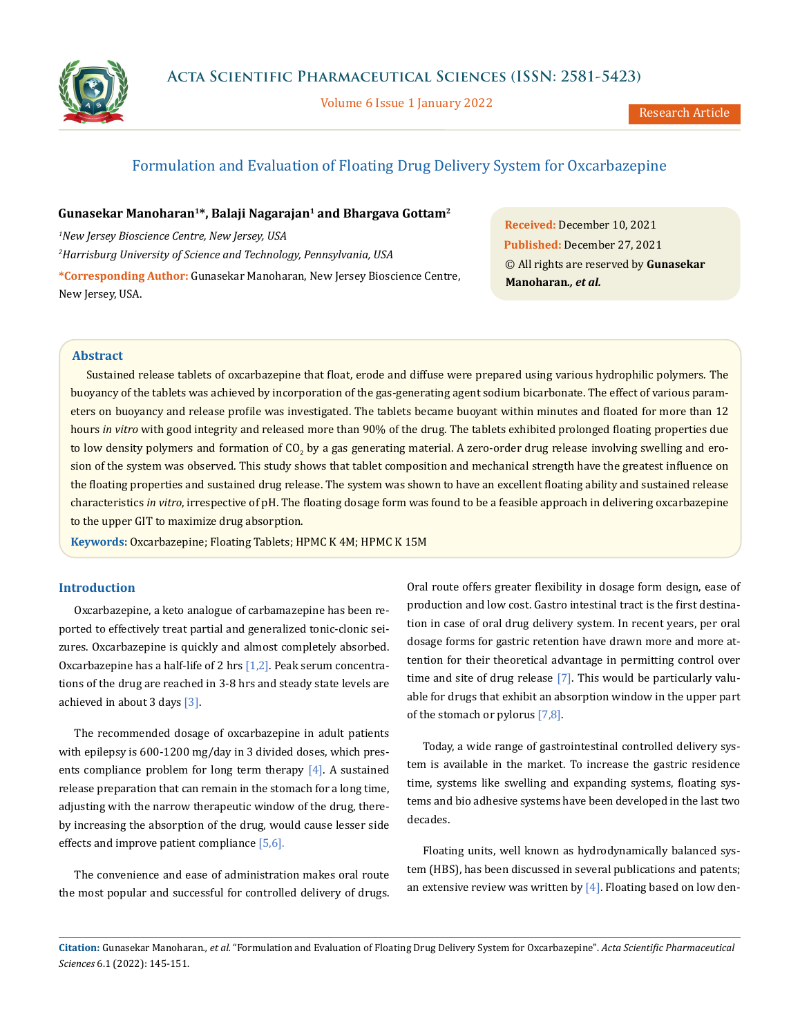# Formulation and Evaluation of Floating Drug Delivery System for Oxcarbazepine

**Gunasekar Manoharan[1]\*, Balaji Nagarajan[1] and Bhargava Gottam[2]**

*[1]New Jersey Bioscience Centre, New Jersey, USA*

*[2]Harrisburg University of Science and Technology, Pennsylvania, USA*

**\*Corresponding Author:** Gunasekar Manoharan, New Jersey Bioscience Centre, New Jersey, USA.

**Received:** December 10, 2021
**Published:** December 27, 2021
© All rights are reserved by **Gunasekar Manoharan*., et al.***

## Abstract

Sustained release tablets of oxcarbazepine that float, erode and diffuse were prepared using various hydrophilic polymers. The buoyancy of the tablets was achieved by incorporation of the gas-generating agent sodium bicarbonate. The effect of various parameters on buoyancy and release profile was investigated. The tablets became buoyant within minutes and floated for more than 12 hours *in vitro* with good integrity and released more than 90% of the drug. The tablets exhibited prolonged floating properties due to low density polymers and formation of $CO_2$ by a gas generating material. A zero-order drug release involving swelling and erosion of the system was observed. This study shows that tablet composition and mechanical strength have the greatest influence on the floating properties and sustained drug release. The system was shown to have an excellent floating ability and sustained release characteristics *in vitro*, irrespective of pH. The floating dosage form was found to be a feasible approach in delivering oxcarbazepine to the upper GIT to maximize drug absorption.

**Keywords:** Oxcarbazepine; Floating Tablets; HPMC K 4M; HPMC K 15M

## Introduction

Oxcarbazepine, a keto analogue of carbamazepine has been reported to effectively treat partial and generalized tonic-clonic seizures. Oxcarbazepine is quickly and almost completely absorbed. Oxcarbazepine has a half-life of 2 hrs [1,2]. Peak serum concentrations of the drug are reached in 3-8 hrs and steady state levels are achieved in about 3 days [3].

The recommended dosage of oxcarbazepine in adult patients with epilepsy is 600-1200 mg/day in 3 divided doses, which presents compliance problem for long term therapy [4]. A sustained release preparation that can remain in the stomach for a long time, adjusting with the narrow therapeutic window of the drug, thereby increasing the absorption of the drug, would cause lesser side effects and improve patient compliance [5,6].

The convenience and ease of administration makes oral route the most popular and successful for controlled delivery of drugs. Oral route offers greater flexibility in dosage form design, ease of production and low cost. Gastro intestinal tract is the first destination in case of oral drug delivery system. In recent years, per oral dosage forms for gastric retention have drawn more and more attention for their theoretical advantage in permitting control over time and site of drug release [7]. This would be particularly valuable for drugs that exhibit an absorption window in the upper part of the stomach or pylorus [7,8].

Today, a wide range of gastrointestinal controlled delivery system is available in the market. To increase the gastric residence time, systems like swelling and expanding systems, floating systems and bio adhesive systems have been developed in the last two decades.

Floating units, well known as hydrodynamically balanced system (HBS), has been discussed in several publications and patents; an extensive review was written by [4]. Floating based on low den-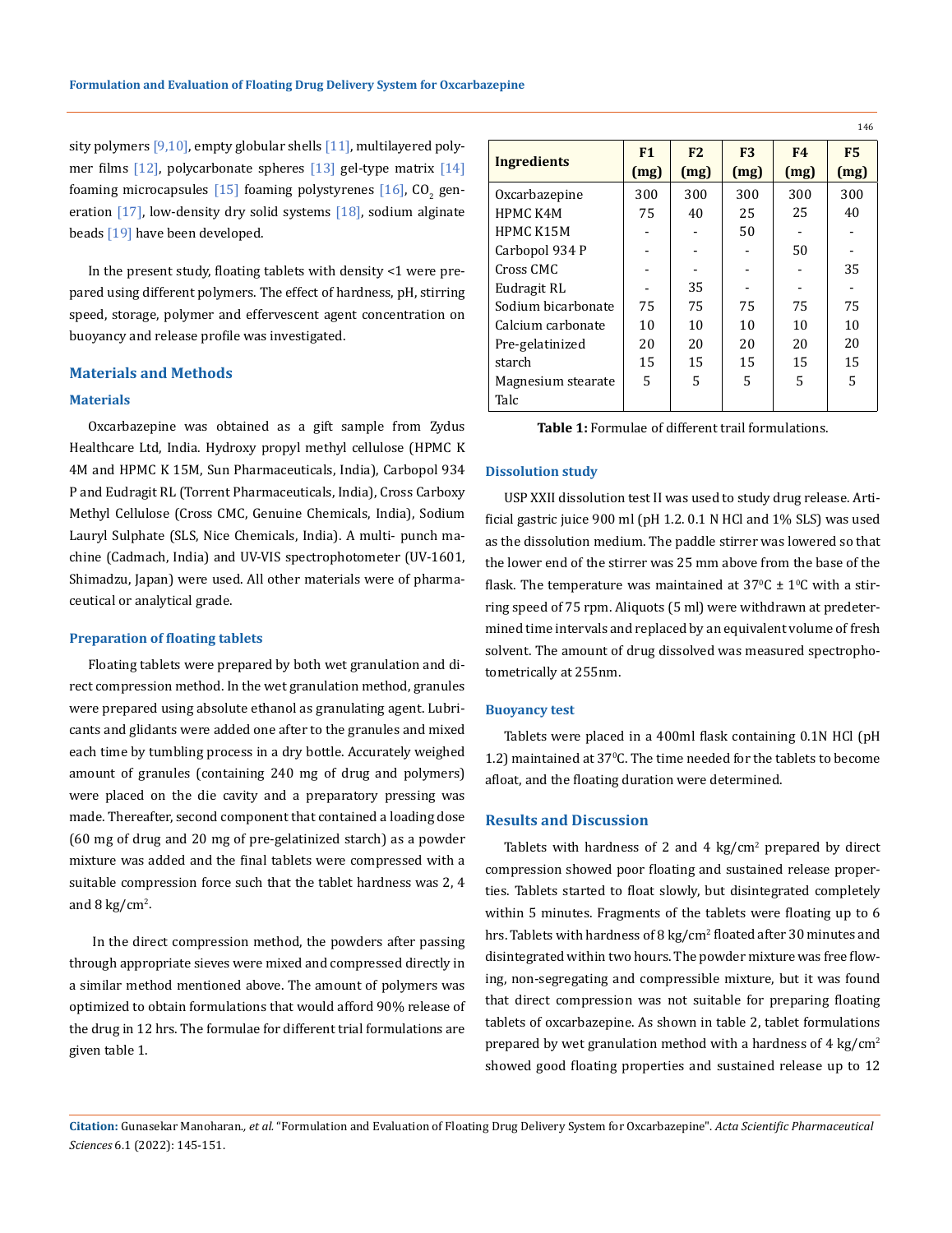sity polymers [9,10], empty globular shells [11], multilayered polymer films [12], polycarbonate spheres [13] gel-type matrix [14] foaming microcapsules [15] foaming polystyrenes [16], $CO_2$ generation [17], low-density dry solid systems [18], sodium alginate beads [19] have been developed.

In the present study, floating tablets with density <1 were prepared using different polymers. The effect of hardness, pH, stirring speed, storage, polymer and effervescent agent concentration on buoyancy and release profile was investigated.

## Materials and Methods

### Materials

Oxcarbazepine was obtained as a gift sample from Zydus Healthcare Ltd, India. Hydroxy propyl methyl cellulose (HPMC K 4M and HPMC K 15M, Sun Pharmaceuticals, India), Carbopol 934 P and Eudragit RL (Torrent Pharmaceuticals, India), Cross Carboxy Methyl Cellulose (Cross CMC, Genuine Chemicals, India), Sodium Lauryl Sulphate (SLS, Nice Chemicals, India). A multi- punch machine (Cadmach, India) and UV-VIS spectrophotometer (UV-1601, Shimadzu, Japan) were used. All other materials were of pharmaceutical or analytical grade.

### Preparation of floating tablets

Floating tablets were prepared by both wet granulation and direct compression method. In the wet granulation method, granules were prepared using absolute ethanol as granulating agent. Lubricants and glidants were added one after to the granules and mixed each time by tumbling process in a dry bottle. Accurately weighed amount of granules (containing 240 mg of drug and polymers) were placed on the die cavity and a preparatory pressing was made. Thereafter, second component that contained a loading dose (60 mg of drug and 20 mg of pre-gelatinized starch) as a powder mixture was added and the final tablets were compressed with a suitable compression force such that the tablet hardness was 2, 4 and 8 kg/cm$^2$.

In the direct compression method, the powders after passing through appropriate sieves were mixed and compressed directly in a similar method mentioned above. The amount of polymers was optimized to obtain formulations that would afford 90% release of the drug in 12 hrs. The formulae for different trial formulations are given table 1.

| Ingredients | F1 (mg) | F2 (mg) | F3 (mg) | F4 (mg) | F5 (mg) |
|---|---|---|---|---|---|
| Oxcarbazepine | 300 | 300 | 300 | 300 | 300 |
| HPMC K4M | 75 | 40 | 25 | 25 | 40 |
| HPMC K15M | - | - | 50 | - | - |
| Carbopol 934 P | - | - | - | 50 | - |
| Cross CMC | - | - | - | - | 35 |
| Eudragit RL | - | 35 | - | - | - |
| Sodium bicarbonate | 75 | 75 | 75 | 75 | 75 |
| Calcium carbonate | 10 | 10 | 10 | 10 | 10 |
| Pre-gelatinized starch | 20 | 20 | 20 | 20 | 20 |
| Magnesium stearate | 15 | 15 | 15 | 15 | 15 |
| Talc | 5 | 5 | 5 | 5 | 5 |

**Table 1:** Formulae of different trail formulations.

### Dissolution study

USP XXII dissolution test II was used to study drug release. Artificial gastric juice 900 ml (pH 1.2. 0.1 N HCl and 1% SLS) was used as the dissolution medium. The paddle stirrer was lowered so that the lower end of the stirrer was 25 mm above from the base of the flask. The temperature was maintained at $37^0C \pm 1^0C$ with a stirring speed of 75 rpm. Aliquots (5 ml) were withdrawn at predetermined time intervals and replaced by an equivalent volume of fresh solvent. The amount of drug dissolved was measured spectrophotometrically at 255nm.

### Buoyancy test

Tablets were placed in a 400ml flask containing 0.1N HCl (pH 1.2) maintained at $37^0C$. The time needed for the tablets to become afloat, and the floating duration were determined.

## Results and Discussion

Tablets with hardness of 2 and 4 kg/cm$^2$ prepared by direct compression showed poor floating and sustained release properties. Tablets started to float slowly, but disintegrated completely within 5 minutes. Fragments of the tablets were floating up to 6 hrs. Tablets with hardness of 8 kg/cm$^2$ floated after 30 minutes and disintegrated within two hours. The powder mixture was free flowing, non-segregating and compressible mixture, but it was found that direct compression was not suitable for preparing floating tablets of oxcarbazepine. As shown in table 2, tablet formulations prepared by wet granulation method with a hardness of 4 kg/cm$^2$ showed good floating properties and sustained release up to 12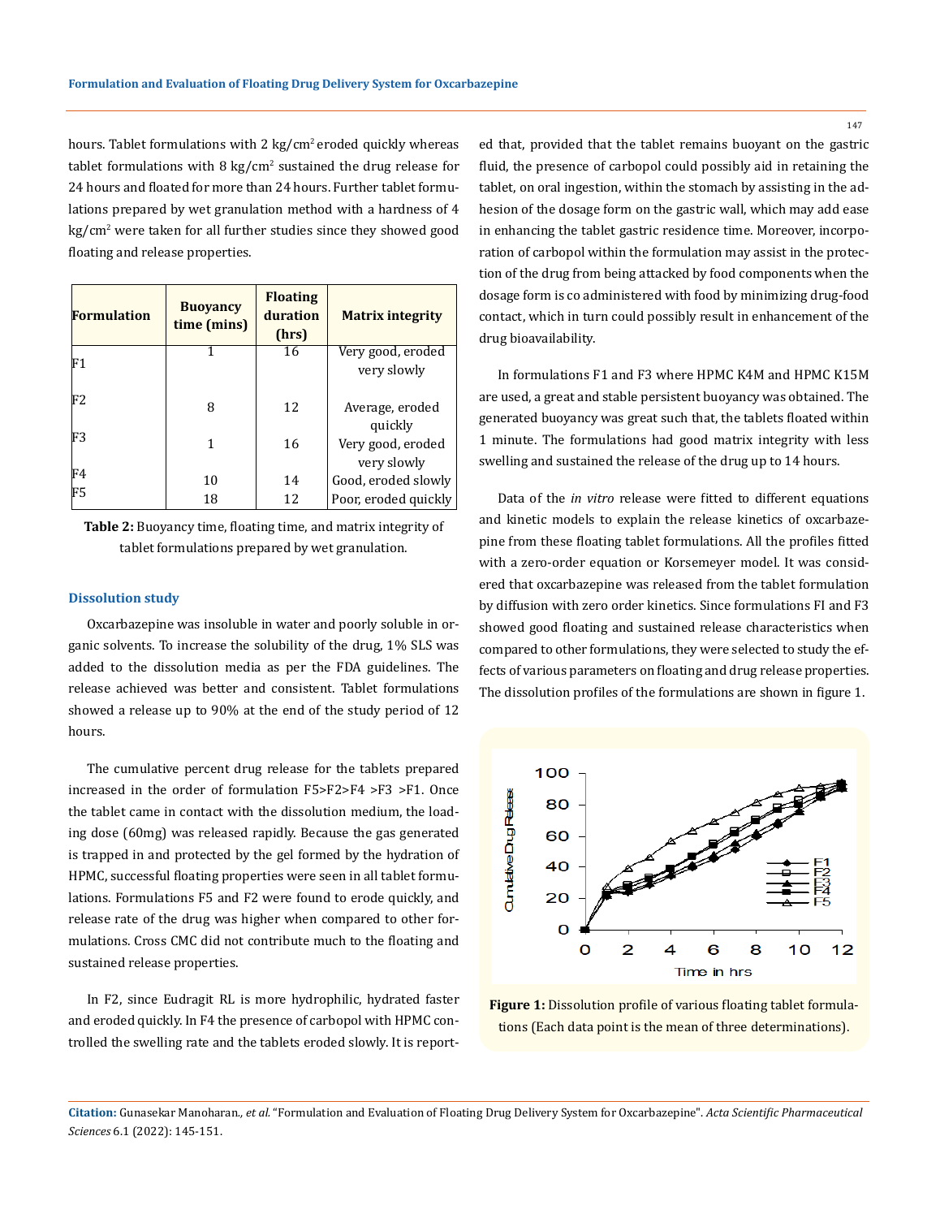hours. Tablet formulations with 2 kg/cm$^2$ eroded quickly whereas tablet formulations with 8 kg/cm$^2$ sustained the drug release for 24 hours and floated for more than 24 hours. Further tablet formulations prepared by wet granulation method with a hardness of 4 kg/cm$^2$ were taken for all further studies since they showed good floating and release properties.

| Formulation | Buoyancy time (mins) | Floating duration (hrs) | Matrix integrity |
|---|---|---|---|
| F1 | 1 | 16 | Very good, eroded very slowly |
| F2 | 8 | 12 | Average, eroded quickly |
| F3 | 1 | 16 | Very good, eroded very slowly |
| F4 | 10 | 14 | Good, eroded slowly |
| F5 | 18 | 12 | Poor, eroded quickly |

**Table 2:** Buoyancy time, floating time, and matrix integrity of tablet formulations prepared by wet granulation.

### Dissolution study

Oxcarbazepine was insoluble in water and poorly soluble in organic solvents. To increase the solubility of the drug, 1% SLS was added to the dissolution media as per the FDA guidelines. The release achieved was better and consistent. Tablet formulations showed a release up to 90% at the end of the study period of 12 hours.

The cumulative percent drug release for the tablets prepared increased in the order of formulation F5>F2>F4 >F3 >F1. Once the tablet came in contact with the dissolution medium, the loading dose (60mg) was released rapidly. Because the gas generated is trapped in and protected by the gel formed by the hydration of HPMC, successful floating properties were seen in all tablet formulations. Formulations F5 and F2 were found to erode quickly, and release rate of the drug was higher when compared to other formulations. Cross CMC did not contribute much to the floating and sustained release properties.

In F2, since Eudragit RL is more hydrophilic, hydrated faster and eroded quickly. In F4 the presence of carbopol with HPMC controlled the swelling rate and the tablets eroded slowly. It is reported that, provided that the tablet remains buoyant on the gastric fluid, the presence of carbopol could possibly aid in retaining the tablet, on oral ingestion, within the stomach by assisting in the adhesion of the dosage form on the gastric wall, which may add ease in enhancing the tablet gastric residence time. Moreover, incorporation of carbopol within the formulation may assist in the protection of the drug from being attacked by food components when the dosage form is co administered with food by minimizing drug-food contact, which in turn could possibly result in enhancement of the drug bioavailability.

In formulations F1 and F3 where HPMC K4M and HPMC K15M are used, a great and stable persistent buoyancy was obtained. The generated buoyancy was great such that, the tablets floated within 1 minute. The formulations had good matrix integrity with less swelling and sustained the release of the drug up to 14 hours.

Data of the *in vitro* release were fitted to different equations and kinetic models to explain the release kinetics of oxcarbazepine from these floating tablet formulations. All the profiles fitted with a zero-order equation or Korsemeyer model. It was considered that oxcarbazepine was released from the tablet formulation by diffusion with zero order kinetics. Since formulations FI and F3 showed good floating and sustained release characteristics when compared to other formulations, they were selected to study the effects of various parameters on floating and drug release properties. The dissolution profiles of the formulations are shown in figure 1.

**Figure 1:** Dissolution profile of various floating tablet formulations (Each data point is the mean of three determinations).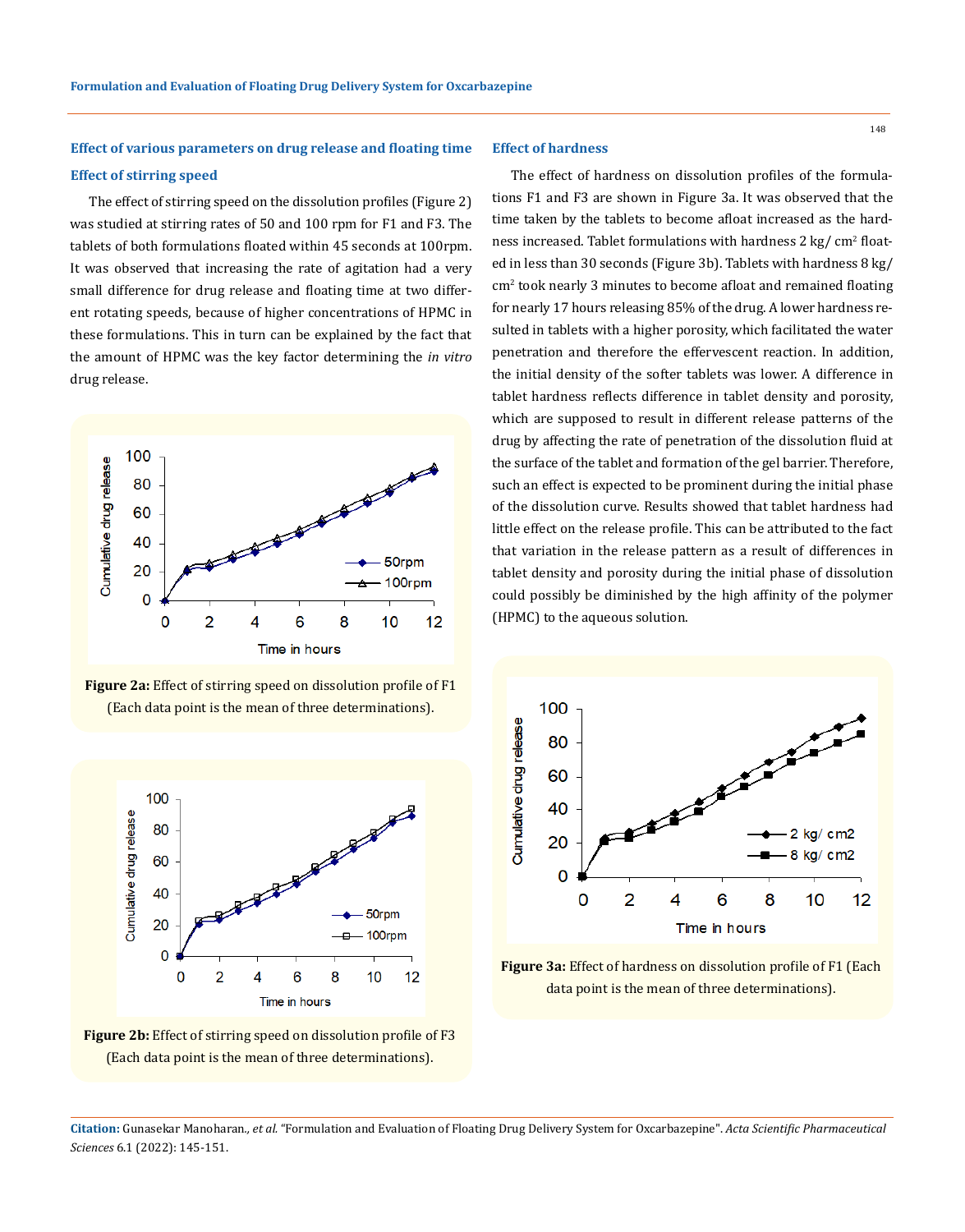### Effect of various parameters on drug release and floating time

### Effect of stirring speed

The effect of stirring speed on the dissolution profiles (Figure 2) was studied at stirring rates of 50 and 100 rpm for F1 and F3. The tablets of both formulations floated within 45 seconds at 100rpm. It was observed that increasing the rate of agitation had a very small difference for drug release and floating time at two different rotating speeds, because of higher concentrations of HPMC in these formulations. This in turn can be explained by the fact that the amount of HPMC was the key factor determining the *in vitro* drug release.

**Figure 2a:** Effect of stirring speed on dissolution profile of F1 (Each data point is the mean of three determinations).

**Figure 2b:** Effect of stirring speed on dissolution profile of F3 (Each data point is the mean of three determinations).

### Effect of hardness

The effect of hardness on dissolution profiles of the formulations F1 and F3 are shown in Figure 3a. It was observed that the time taken by the tablets to become afloat increased as the hardness increased. Tablet formulations with hardness 2 kg/ $cm^2$ floated in less than 30 seconds (Figure 3b). Tablets with hardness 8 kg/ $cm^2$ took nearly 3 minutes to become afloat and remained floating for nearly 17 hours releasing 85% of the drug. A lower hardness resulted in tablets with a higher porosity, which facilitated the water penetration and therefore the effervescent reaction. In addition, the initial density of the softer tablets was lower. A difference in tablet hardness reflects difference in tablet density and porosity, which are supposed to result in different release patterns of the drug by affecting the rate of penetration of the dissolution fluid at the surface of the tablet and formation of the gel barrier. Therefore, such an effect is expected to be prominent during the initial phase of the dissolution curve. Results showed that tablet hardness had little effect on the release profile. This can be attributed to the fact that variation in the release pattern as a result of differences in tablet density and porosity during the initial phase of dissolution could possibly be diminished by the high affinity of the polymer (HPMC) to the aqueous solution.

**Figure 3a:** Effect of hardness on dissolution profile of F1 (Each data point is the mean of three determinations).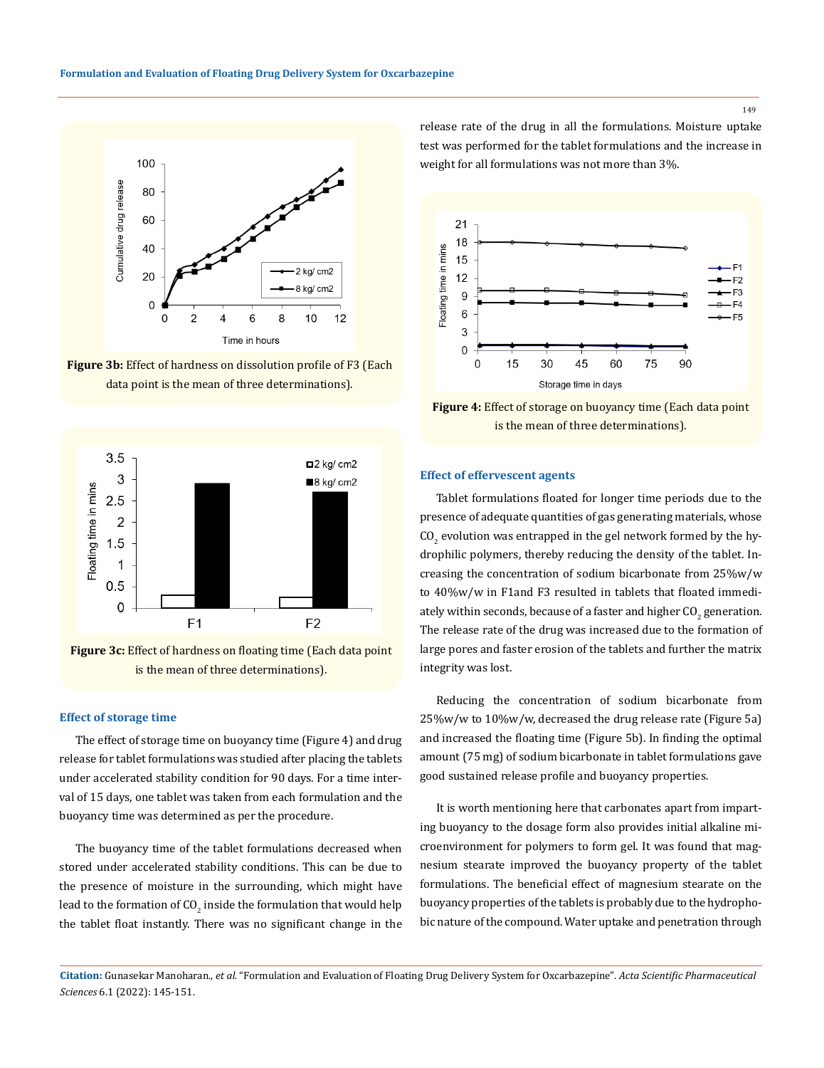Figure 3b: Effect of hardness on dissolution profile of F3 (Each data point is the mean of three determinations).

Figure 3c: Effect of hardness on floating time (Each data point is the mean of three determinations).

### Effect of storage time

The effect of storage time on buoyancy time (Figure 4) and drug release for tablet formulations was studied after placing the tablets under accelerated stability condition for 90 days. For a time interval of 15 days, one tablet was taken from each formulation and the buoyancy time was determined as per the procedure.

The buoyancy time of the tablet formulations decreased when stored under accelerated stability conditions. This can be due to the presence of moisture in the surrounding, which might have lead to the formation of $CO_2$ inside the formulation that would help the tablet float instantly. There was no significant change in the release rate of the drug in all the formulations. Moisture uptake test was performed for the tablet formulations and the increase in weight for all formulations was not more than 3%.

Figure 4: Effect of storage on buoyancy time (Each data point is the mean of three determinations).

### Effect of effervescent agents

Tablet formulations floated for longer time periods due to the presence of adequate quantities of gas generating materials, whose $CO_2$ evolution was entrapped in the gel network formed by the hydrophilic polymers, thereby reducing the density of the tablet. Increasing the concentration of sodium bicarbonate from 25%w/w to 40%w/w in F1and F3 resulted in tablets that floated immediately within seconds, because of a faster and higher $CO_2$ generation. The release rate of the drug was increased due to the formation of large pores and faster erosion of the tablets and further the matrix integrity was lost.

Reducing the concentration of sodium bicarbonate from 25%w/w to 10%w/w, decreased the drug release rate (Figure 5a) and increased the floating time (Figure 5b). In finding the optimal amount (75 mg) of sodium bicarbonate in tablet formulations gave good sustained release profile and buoyancy properties.

It is worth mentioning here that carbonates apart from imparting buoyancy to the dosage form also provides initial alkaline microenvironment for polymers to form gel. It was found that magnesium stearate improved the buoyancy property of the tablet formulations. The beneficial effect of magnesium stearate on the buoyancy properties of the tablets is probably due to the hydrophobic nature of the compound. Water uptake and penetration through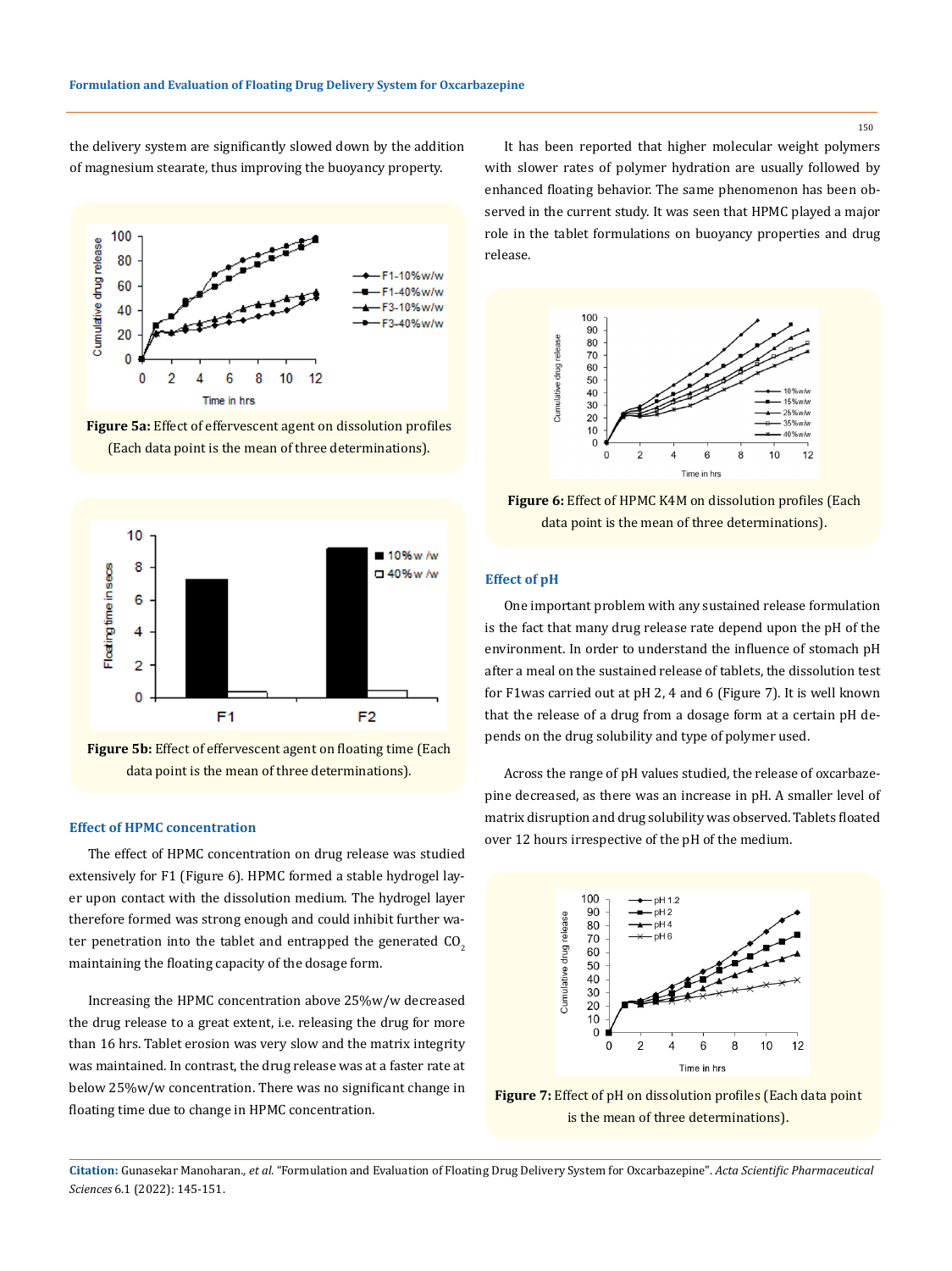the delivery system are significantly slowed down by the addition of magnesium stearate, thus improving the buoyancy property.

**Figure 5a:** Effect of effervescent agent on dissolution profiles (Each data point is the mean of three determinations).

**Figure 5b:** Effect of effervescent agent on floating time (Each data point is the mean of three determinations).

### Effect of HPMC concentration

The effect of HPMC concentration on drug release was studied extensively for F1 (Figure 6). HPMC formed a stable hydrogel layer upon contact with the dissolution medium. The hydrogel layer therefore formed was strong enough and could inhibit further water penetration into the tablet and entrapped the generated $CO_2$ maintaining the floating capacity of the dosage form.

Increasing the HPMC concentration above 25%w/w decreased the drug release to a great extent, i.e. releasing the drug for more than 16 hrs. Tablet erosion was very slow and the matrix integrity was maintained. In contrast, the drug release was at a faster rate at below 25%w/w concentration. There was no significant change in floating time due to change in HPMC concentration.

It has been reported that higher molecular weight polymers with slower rates of polymer hydration are usually followed by enhanced floating behavior. The same phenomenon has been observed in the current study. It was seen that HPMC played a major role in the tablet formulations on buoyancy properties and drug release.

**Figure 6:** Effect of HPMC K4M on dissolution profiles (Each data point is the mean of three determinations).

### Effect of pH

One important problem with any sustained release formulation is the fact that many drug release rate depend upon the pH of the environment. In order to understand the influence of stomach pH after a meal on the sustained release of tablets, the dissolution test for F1was carried out at pH 2, 4 and 6 (Figure 7). It is well known that the release of a drug from a dosage form at a certain pH depends on the drug solubility and type of polymer used.

Across the range of pH values studied, the release of oxcarbazepine decreased, as there was an increase in pH. A smaller level of matrix disruption and drug solubility was observed. Tablets floated over 12 hours irrespective of the pH of the medium.

**Figure 7:** Effect of pH on dissolution profiles (Each data point is the mean of three determinations).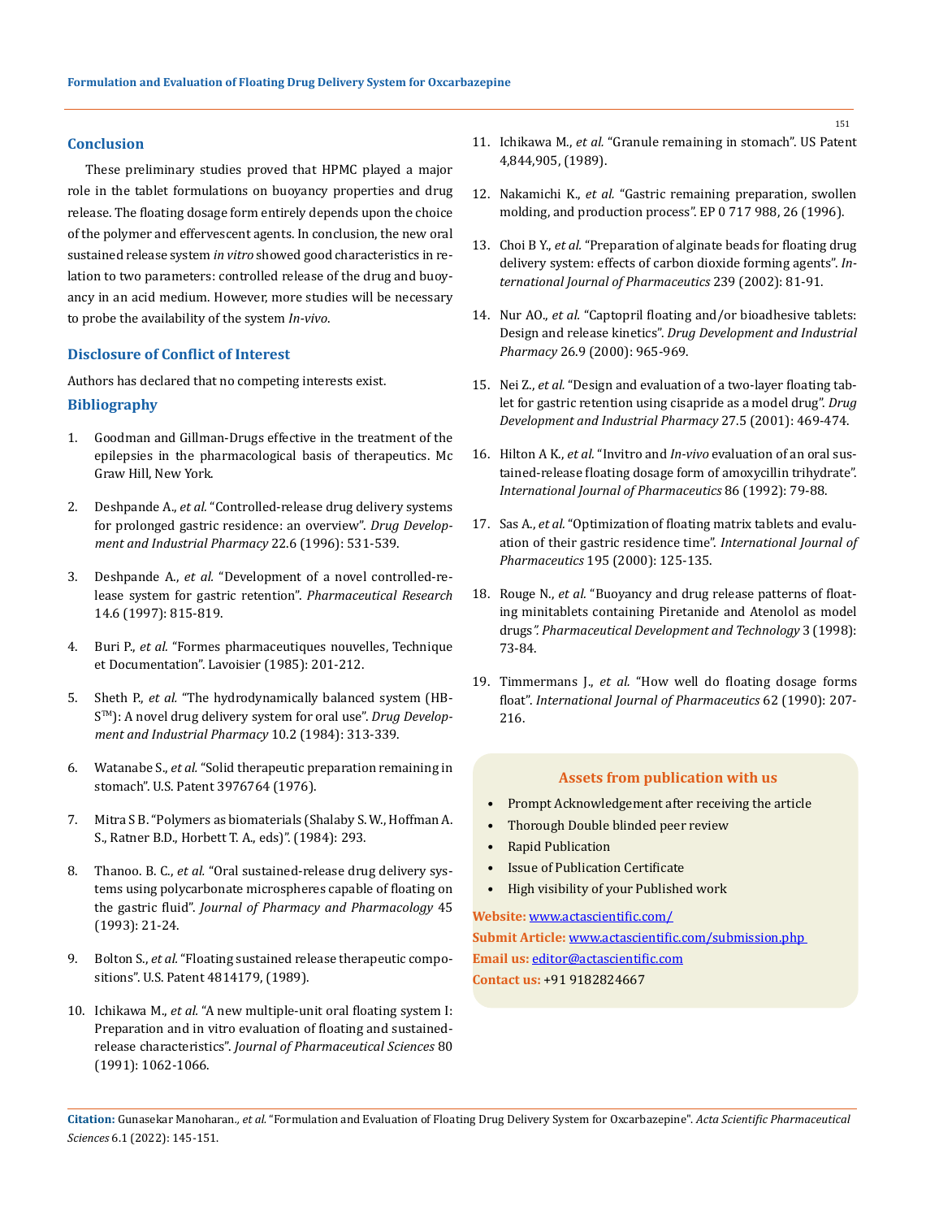## Conclusion

These preliminary studies proved that HPMC played a major role in the tablet formulations on buoyancy properties and drug release. The floating dosage form entirely depends upon the choice of the polymer and effervescent agents. In conclusion, the new oral sustained release system *in vitro* showed good characteristics in relation to two parameters: controlled release of the drug and buoyancy in an acid medium. However, more studies will be necessary to probe the availability of the system *In-vivo*.

## Disclosure of Conflict of Interest

Authors has declared that no competing interests exist.

## Bibliography

1. Goodman and Gillman-Drugs effective in the treatment of the epilepsies in the pharmacological basis of therapeutics. Mc Graw Hill, New York.
2. Deshpande A., *et al.* "Controlled-release drug delivery systems for prolonged gastric residence: an overview". *Drug Development and Industrial Pharmacy* 22.6 (1996): 531-539.
3. Deshpande A., *et al.* "Development of a novel controlled-release system for gastric retention". *Pharmaceutical Research* 14.6 (1997): 815-819.
4. Buri P., *et al.* "Formes pharmaceutiques nouvelles, Technique et Documentation". Lavoisier (1985): 201-212.
5. Sheth P., *et al.* "The hydrodynamically balanced system (HBS™): A novel drug delivery system for oral use". *Drug Development and Industrial Pharmacy* 10.2 (1984): 313-339.
6. Watanabe S., *et al.* "Solid therapeutic preparation remaining in stomach". U.S. Patent 3976764 (1976).
7. Mitra S B. "Polymers as biomaterials (Shalaby S. W., Hoffman A. S., Ratner B.D., Horbett T. A., eds)". (1984): 293.
8. Thanoo. B. C., *et al.* "Oral sustained-release drug delivery systems using polycarbonate microspheres capable of floating on the gastric fluid". *Journal of Pharmacy and Pharmacology* 45 (1993): 21-24.
9. Bolton S., *et al.* "Floating sustained release therapeutic compositions". U.S. Patent 4814179, (1989).
10. Ichikawa M., *et al.* "A new multiple-unit oral floating system I: Preparation and in vitro evaluation of floating and sustained-release characteristics". *Journal of Pharmaceutical Sciences* 80 (1991): 1062-1066.
11. Ichikawa M., *et al.* "Granule remaining in stomach". US Patent 4,844,905, (1989).
12. Nakamichi K., *et al.* "Gastric remaining preparation, swollen molding, and production process". EP 0 717 988, 26 (1996).
13. Choi B Y., *et al.* "Preparation of alginate beads for floating drug delivery system: effects of carbon dioxide forming agents". *International Journal of Pharmaceutics* 239 (2002): 81-91.
14. Nur AO., *et al.* "Captopril floating and/or bioadhesive tablets: Design and release kinetics". *Drug Development and Industrial Pharmacy* 26.9 (2000): 965-969.
15. Nei Z., *et al.* "Design and evaluation of a two-layer floating tablet for gastric retention using cisapride as a model drug". *Drug Development and Industrial Pharmacy* 27.5 (2001): 469-474.
16. Hilton A K., *et al.* "Invitro and *In-vivo* evaluation of an oral sustained-release floating dosage form of amoxycillin trihydrate". *International Journal of Pharmaceutics* 86 (1992): 79-88.
17. Sas A., *et al.* "Optimization of floating matrix tablets and evaluation of their gastric residence time". *International Journal of Pharmaceutics* 195 (2000): 125-135.
18. Rouge N., *et al.* "Buoyancy and drug release patterns of floating minitablets containing Piretanide and Atenolol as model drugs". *Pharmaceutical Development and Technology* 3 (1998): 73-84.
19. Timmermans J., *et al.* "How well do floating dosage forms float". *International Journal of Pharmaceutics* 62 (1990): 207-216.

**Assets from publication with us**

- Prompt Acknowledgement after receiving the article
- Thorough Double blinded peer review
- Rapid Publication
- Issue of Publication Certificate
- High visibility of your Published work

**Website:** www.actascientific.com/
**Submit Article:** www.actascientific.com/submission.php
**Email us:** editor@actascientific.com
**Contact us:** +91 9182824667